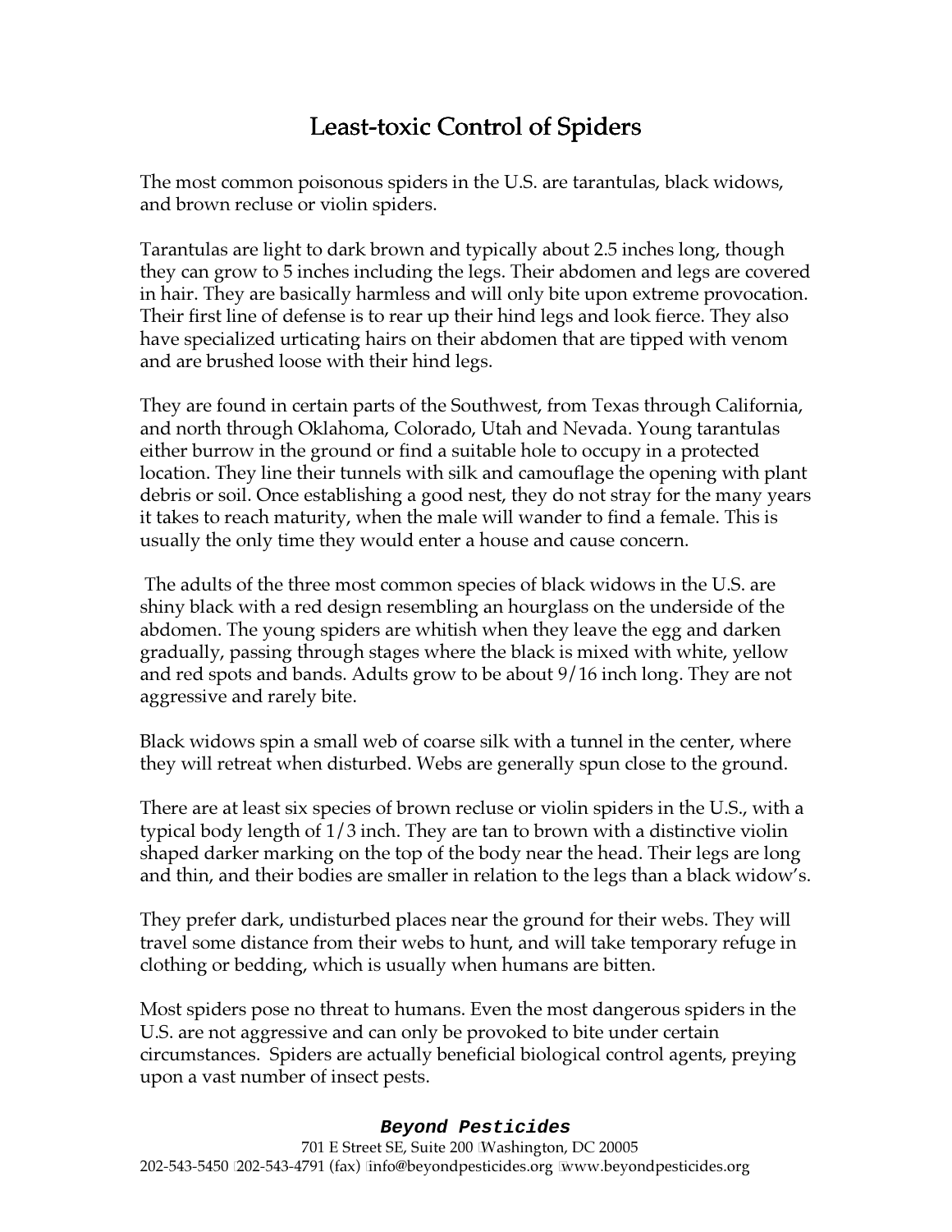# Least-toxic Control of Spiders

The most common poisonous spiders in the U.S. are tarantulas, black widows, and brown recluse or violin spiders.

Tarantulas are light to dark brown and typically about 2.5 inches long, though they can grow to 5 inches including the legs. Their abdomen and legs are covered in hair. They are basically harmless and will only bite upon extreme provocation. Their first line of defense is to rear up their hind legs and look fierce. They also have specialized urticating hairs on their abdomen that are tipped with venom and are brushed loose with their hind legs.

They are found in certain parts of the Southwest, from Texas through California, and north through Oklahoma, Colorado, Utah and Nevada. Young tarantulas either burrow in the ground or find a suitable hole to occupy in a protected location. They line their tunnels with silk and camouflage the opening with plant debris or soil. Once establishing a good nest, they do not stray for the many years it takes to reach maturity, when the male will wander to find a female. This is usually the only time they would enter a house and cause concern.

The adults of the three most common species of black widows in the U.S. are shiny black with a red design resembling an hourglass on the underside of the abdomen. The young spiders are whitish when they leave the egg and darken gradually, passing through stages where the black is mixed with white, yellow and red spots and bands. Adults grow to be about 9/16 inch long. They are not aggressive and rarely bite.

Black widows spin a small web of coarse silk with a tunnel in the center, where they will retreat when disturbed. Webs are generally spun close to the ground.

There are at least six species of brown recluse or violin spiders in the U.S., with a typical body length of 1/3 inch. They are tan to brown with a distinctive violin shaped darker marking on the top of the body near the head. Their legs are long and thin, and their bodies are smaller in relation to the legs than a black widow's.

They prefer dark, undisturbed places near the ground for their webs. They will travel some distance from their webs to hunt, and will take temporary refuge in clothing or bedding, which is usually when humans are bitten.

Most spiders pose no threat to humans. Even the most dangerous spiders in the U.S. are not aggressive and can only be provoked to bite under certain circumstances. Spiders are actually beneficial biological control agents, preying upon a vast number of insect pests.

**Beyond Pesticides**

701 E Street SE, Suite 200 Washington, DC 20005
202-543-5450 202-543-4791 (fax) info@beyondpesticides.org www.beyondpesticides.org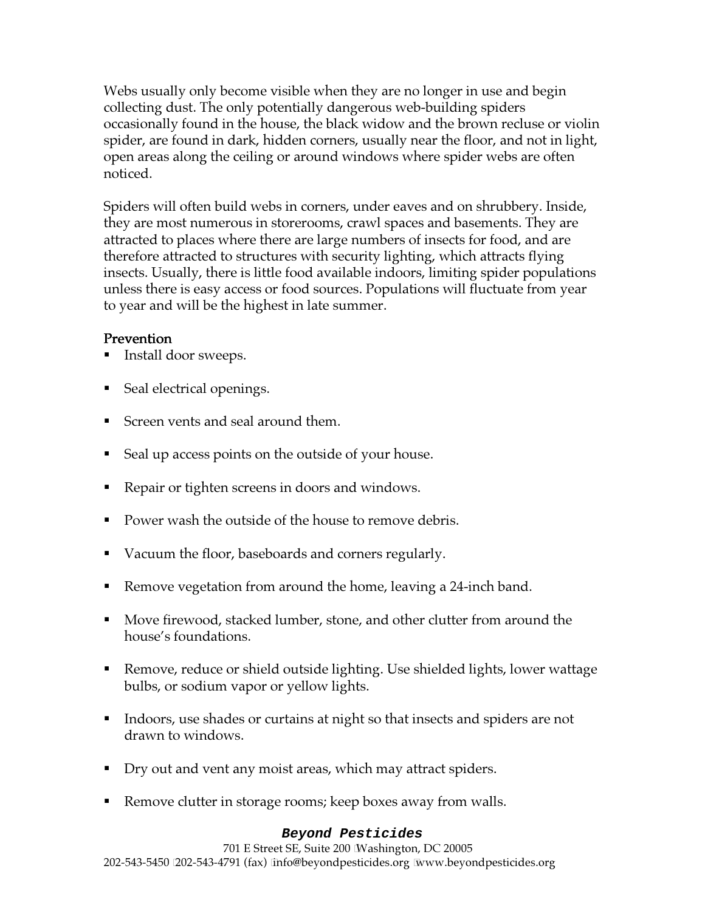Webs usually only become visible when they are no longer in use and begin collecting dust. The only potentially dangerous web-building spiders occasionally found in the house, the black widow and the brown recluse or violin spider, are found in dark, hidden corners, usually near the floor, and not in light, open areas along the ceiling or around windows where spider webs are often noticed.

Spiders will often build webs in corners, under eaves and on shrubbery. Inside, they are most numerous in storerooms, crawl spaces and basements. They are attracted to places where there are large numbers of insects for food, and are therefore attracted to structures with security lighting, which attracts flying insects. Usually, there is little food available indoors, limiting spider populations unless there is easy access or food sources. Populations will fluctuate from year to year and will be the highest in late summer.

**Prevention**

- Install door sweeps.
- Seal electrical openings.
- Screen vents and seal around them.
- Seal up access points on the outside of your house.
- Repair or tighten screens in doors and windows.
- Power wash the outside of the house to remove debris.
- Vacuum the floor, baseboards and corners regularly.
- Remove vegetation from around the home, leaving a 24-inch band.
- Move firewood, stacked lumber, stone, and other clutter from around the house's foundations.
- Remove, reduce or shield outside lighting. Use shielded lights, lower wattage bulbs, or sodium vapor or yellow lights.
- Indoors, use shades or curtains at night so that insects and spiders are not drawn to windows.
- Dry out and vent any moist areas, which may attract spiders.
- Remove clutter in storage rooms; keep boxes away from walls.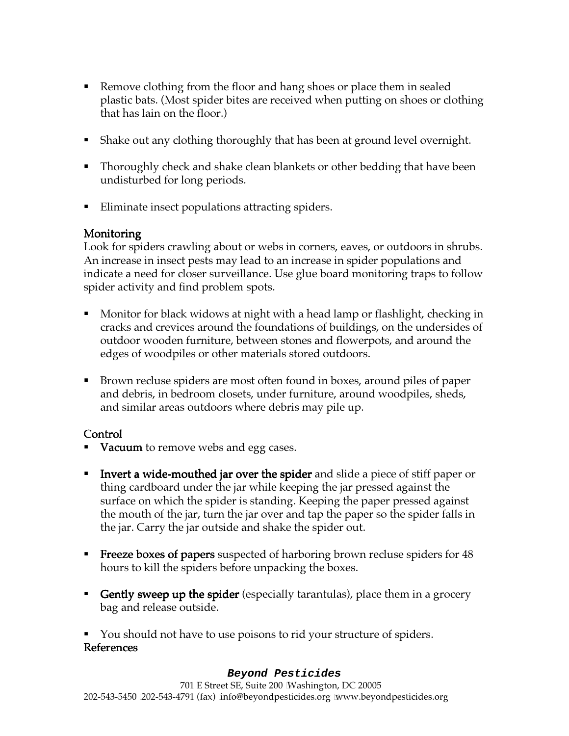- Remove clothing from the floor and hang shoes or place them in sealed plastic bats. (Most spider bites are received when putting on shoes or clothing that has lain on the floor.)

- Shake out any clothing thoroughly that has been at ground level overnight.

- Thoroughly check and shake clean blankets or other bedding that have been undisturbed for long periods.

- Eliminate insect populations attracting spiders.

## Monitoring

Look for spiders crawling about or webs in corners, eaves, or outdoors in shrubs. An increase in insect pests may lead to an increase in spider populations and indicate a need for closer surveillance. Use glue board monitoring traps to follow spider activity and find problem spots.

- Monitor for black widows at night with a head lamp or flashlight, checking in cracks and crevices around the foundations of buildings, on the undersides of outdoor wooden furniture, between stones and flowerpots, and around the edges of woodpiles or other materials stored outdoors.

- Brown recluse spiders are most often found in boxes, around piles of paper and debris, in bedroom closets, under furniture, around woodpiles, sheds, and similar areas outdoors where debris may pile up.

## Control

- **Vacuum** to remove webs and egg cases.

- **Invert a wide-mouthed jar over the spider** and slide a piece of stiff paper or thing cardboard under the jar while keeping the jar pressed against the surface on which the spider is standing. Keeping the paper pressed against the mouth of the jar, turn the jar over and tap the paper so the spider falls in the jar. Carry the jar outside and shake the spider out.

- **Freeze boxes of papers** suspected of harboring brown recluse spiders for 48 hours to kill the spiders before unpacking the boxes.

- **Gently sweep up the spider** (especially tarantulas), place them in a grocery bag and release outside.

- You should not have to use poisons to rid your structure of spiders.

## References

***Beyond Pesticides***

701 E Street SE, Suite 200 Washington, DC 20005

202-543-5450 202-543-4791 (fax) info@beyondpesticides.org www.beyondpesticides.org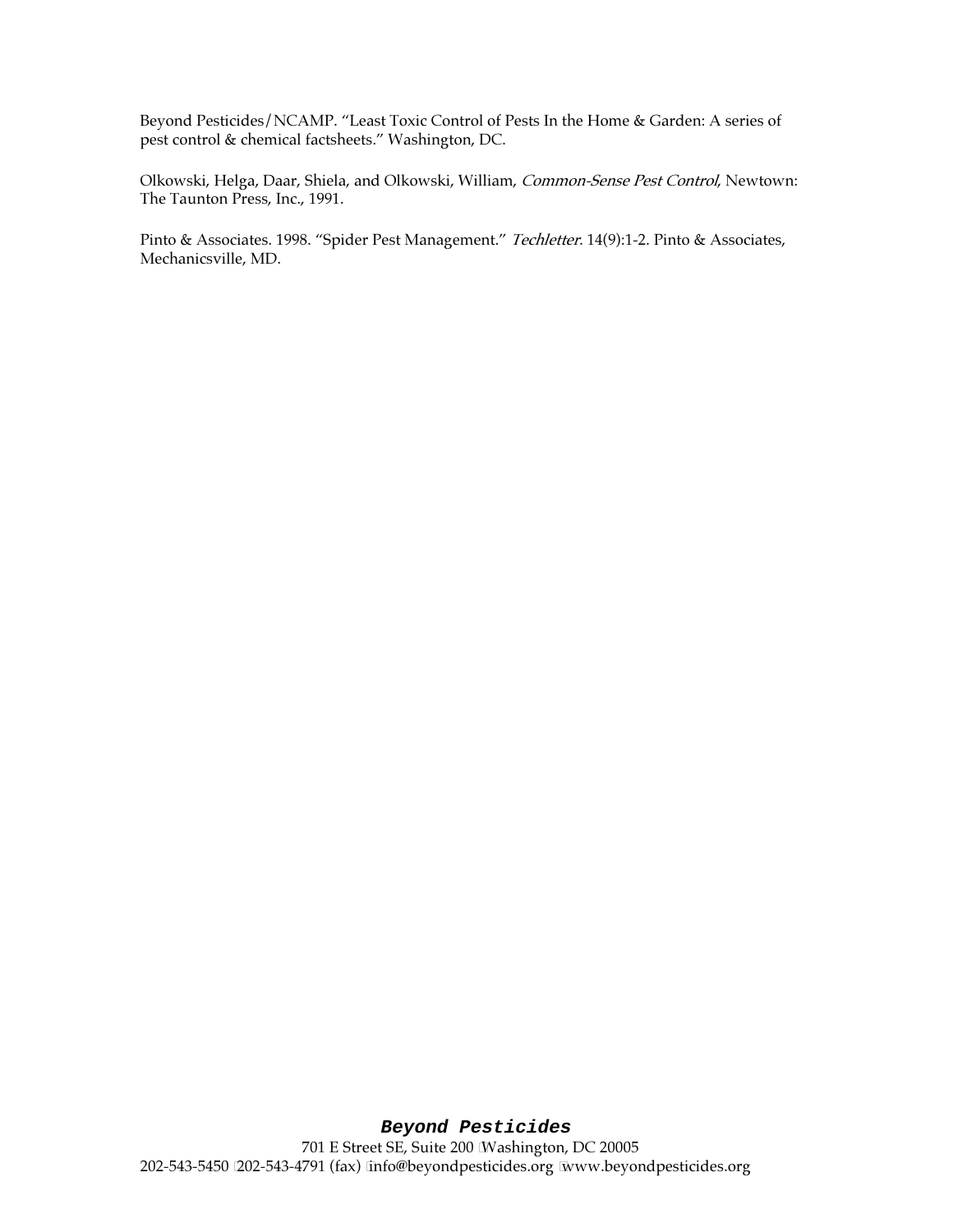Beyond Pesticides/NCAMP. "Least Toxic Control of Pests In the Home & Garden: A series of pest control & chemical factsheets." Washington, DC.

Olkowski, Helga, Daar, Shiela, and Olkowski, William, *Common-Sense Pest Control*, Newtown: The Taunton Press, Inc., 1991.

Pinto & Associates. 1998. "Spider Pest Management." *Techletter*. 14(9):1-2. Pinto & Associates, Mechanicsville, MD.

**Beyond Pesticides**

701 E Street SE, Suite 200 Washington, DC 20005

202-543-5450 202-543-4791 (fax) info@beyondpesticides.org www.beyondpesticides.org